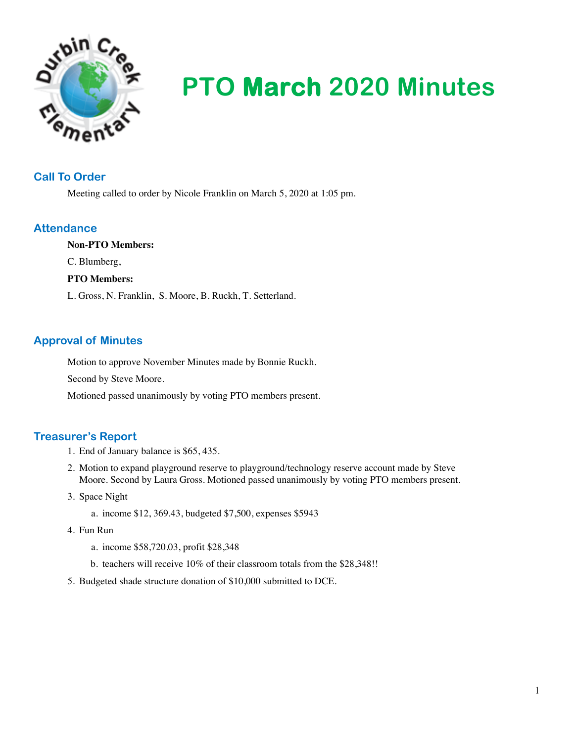# PTO March 2020 Minutes

## Call To Order

Meeting called to order by Nicole Franklin on March 5, 2020 at 1:05 pm.

## Attendance

**Non-PTO Members:**

C. Blumberg,

**PTO Members:**

L. Gross, N. Franklin, S. Moore, B. Ruckh, T. Setterland.

## Approval of Minutes

Motion to approve November Minutes made by Bonnie Ruckh.

Second by Steve Moore.

Motioned passed unanimously by voting PTO members present.

## Treasurer's Report

1. End of January balance is $65, 435.
2. Motion to expand playground reserve to playground/technology reserve account made by Steve Moore. Second by Laura Gross. Motioned passed unanimously by voting PTO members present.
3. Space Night
   a. income $12, 369.43, budgeted $7,500, expenses $5943
4. Fun Run
   a. income $58,720.03, profit $28,348
   b. teachers will receive 10% of their classroom totals from the $28,348!!
5. Budgeted shade structure donation of $10,000 submitted to DCE.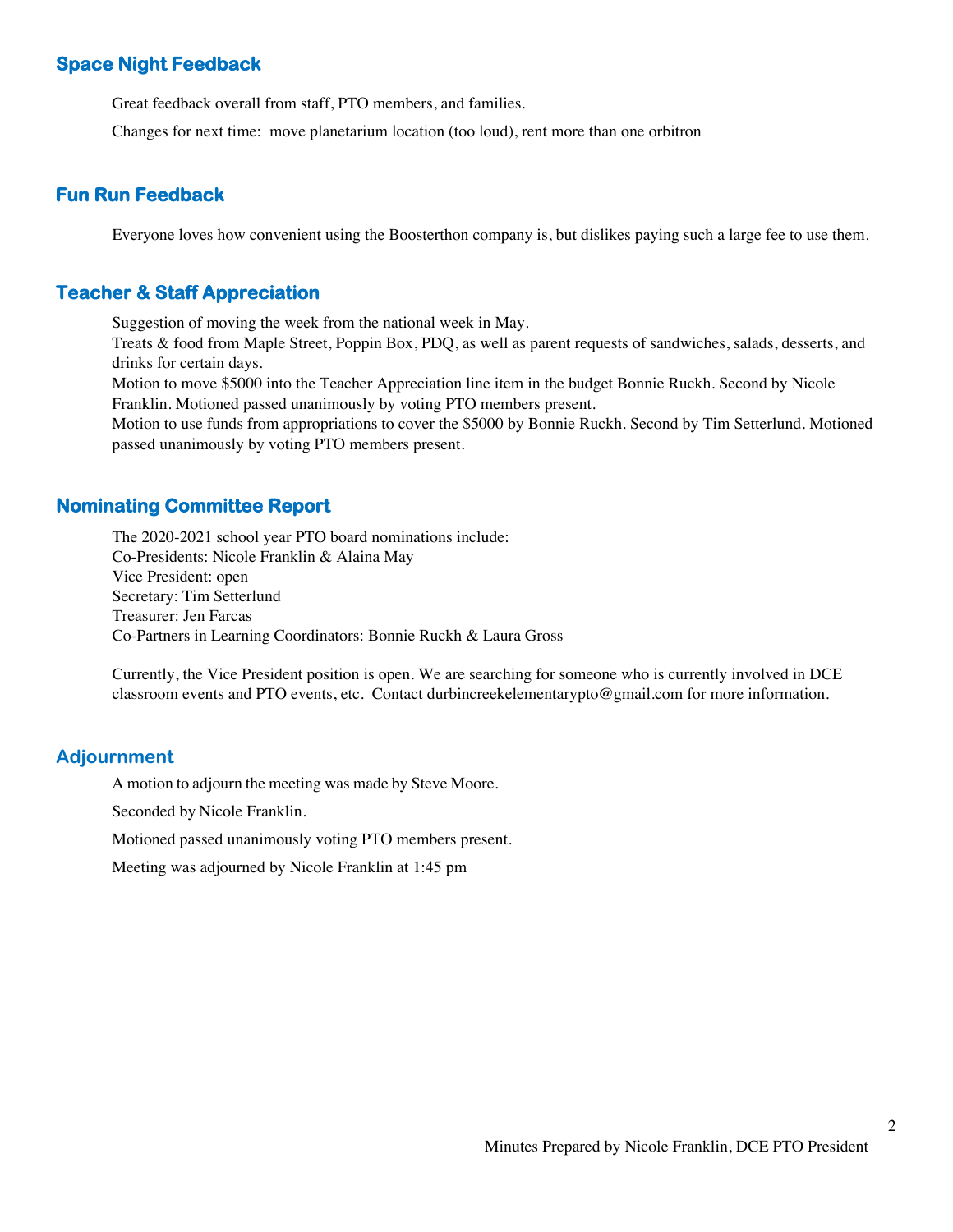## Space Night Feedback

Great feedback overall from staff, PTO members, and families.

Changes for next time: move planetarium location (too loud), rent more than one orbitron

## Fun Run Feedback

Everyone loves how convenient using the Boosterthon company is, but dislikes paying such a large fee to use them.

## Teacher & Staff Appreciation

Suggestion of moving the week from the national week in May.
Treats & food from Maple Street, Poppin Box, PDQ, as well as parent requests of sandwiches, salads, desserts, and drinks for certain days.
Motion to move $5000 into the Teacher Appreciation line item in the budget Bonnie Ruckh. Second by Nicole Franklin. Motioned passed unanimously by voting PTO members present.
Motion to use funds from appropriations to cover the $5000 by Bonnie Ruckh. Second by Tim Setterlund. Motioned passed unanimously by voting PTO members present.

## Nominating Committee Report

The 2020-2021 school year PTO board nominations include:
Co-Presidents: Nicole Franklin & Alaina May
Vice President: open
Secretary: Tim Setterlund
Treasurer: Jen Farcas
Co-Partners in Learning Coordinators: Bonnie Ruckh & Laura Gross

Currently, the Vice President position is open. We are searching for someone who is currently involved in DCE classroom events and PTO events, etc. Contact durbincreekelementarypto@gmail.com for more information.

## Adjournment

A motion to adjourn the meeting was made by Steve Moore.

Seconded by Nicole Franklin.

Motioned passed unanimously voting PTO members present.

Meeting was adjourned by Nicole Franklin at 1:45 pm

Minutes Prepared by Nicole Franklin, DCE PTO President